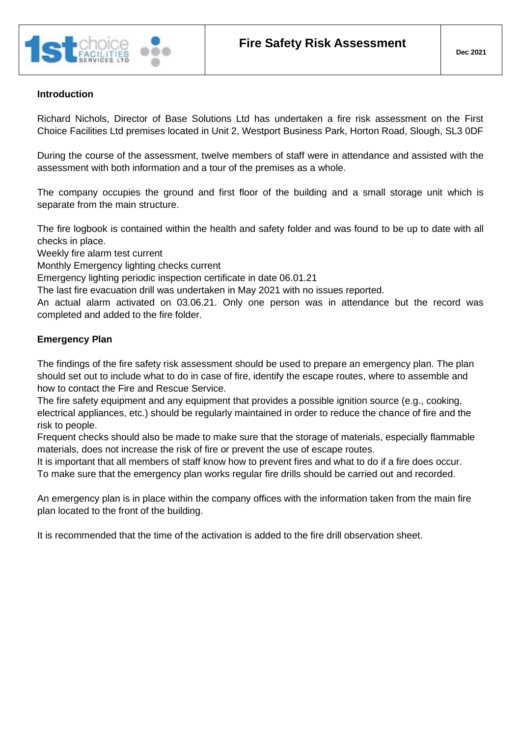| 1st choice FACILITIES SERVICES LTD | **Fire Safety Risk Assessment** | **Dec 2021** |
|---|---|---|

## Introduction

Richard Nichols, Director of Base Solutions Ltd has undertaken a fire risk assessment on the First Choice Facilities Ltd premises located in Unit 2, Westport Business Park, Horton Road, Slough, SL3 0DF

During the course of the assessment, twelve members of staff were in attendance and assisted with the assessment with both information and a tour of the premises as a whole.

The company occupies the ground and first floor of the building and a small storage unit which is separate from the main structure.

The fire logbook is contained within the health and safety folder and was found to be up to date with all checks in place.
Weekly fire alarm test current
Monthly Emergency lighting checks current
Emergency lighting periodic inspection certificate in date 06.01.21
The last fire evacuation drill was undertaken in May 2021 with no issues reported.
An actual alarm activated on 03.06.21. Only one person was in attendance but the record was completed and added to the fire folder.

## Emergency Plan

The findings of the fire safety risk assessment should be used to prepare an emergency plan. The plan should set out to include what to do in case of fire, identify the escape routes, where to assemble and how to contact the Fire and Rescue Service.
The fire safety equipment and any equipment that provides a possible ignition source (e.g., cooking, electrical appliances, etc.) should be regularly maintained in order to reduce the chance of fire and the risk to people.
Frequent checks should also be made to make sure that the storage of materials, especially flammable materials, does not increase the risk of fire or prevent the use of escape routes.
It is important that all members of staff know how to prevent fires and what to do if a fire does occur.
To make sure that the emergency plan works regular fire drills should be carried out and recorded.

An emergency plan is in place within the company offices with the information taken from the main fire plan located to the front of the building.

It is recommended that the time of the activation is added to the fire drill observation sheet.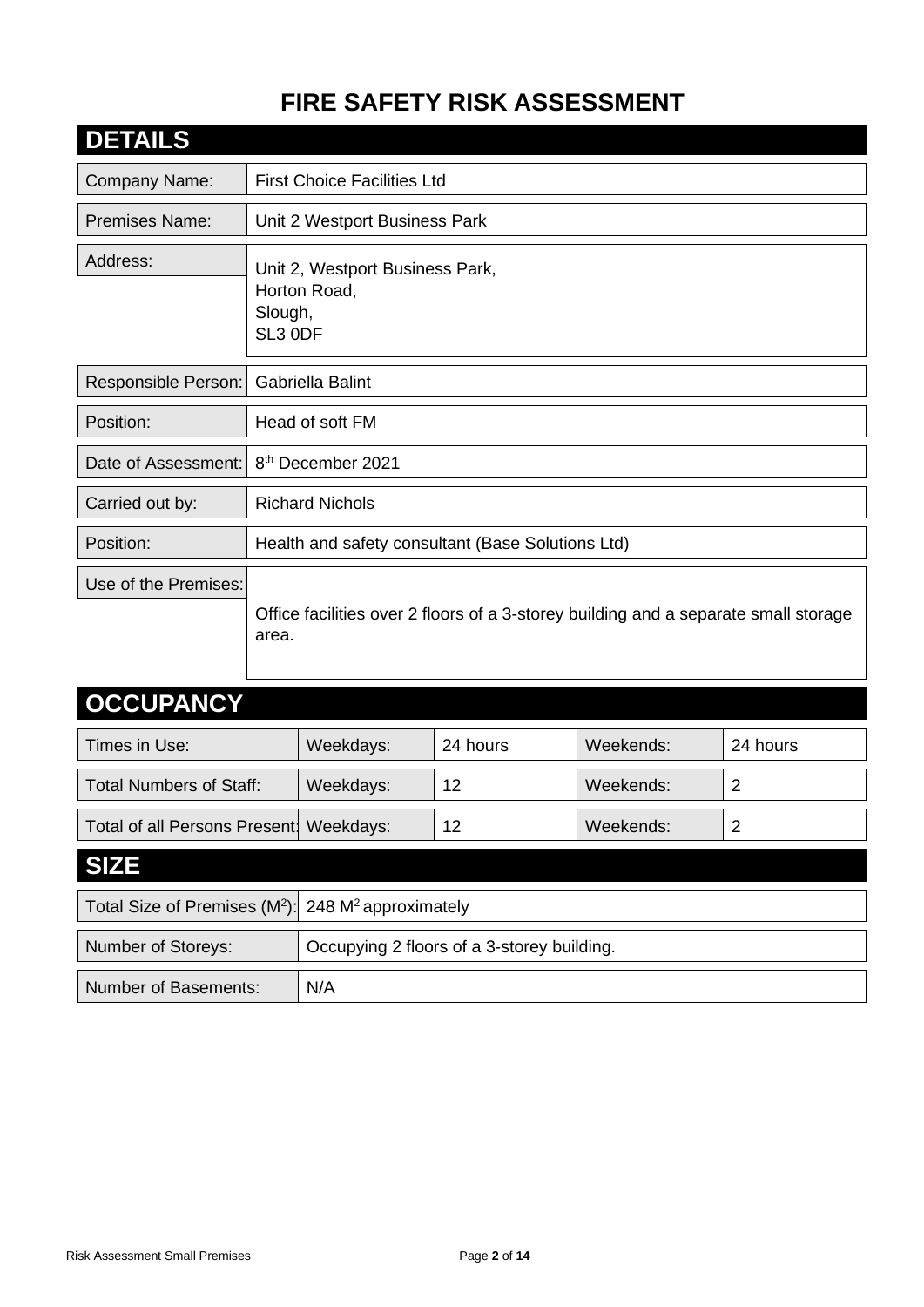# FIRE SAFETY RISK ASSESSMENT

## DETAILS

| | |
|---|---|
| Company Name: | First Choice Facilities Ltd |
| Premises Name: | Unit 2 Westport Business Park |
| Address: | Unit 2, Westport Business Park,<br>Horton Road,<br>Slough,<br>SL3 0DF |
| Responsible Person: | Gabriella Balint |
| Position: | Head of soft FM |
| Date of Assessment: | 8th December 2021 |
| Carried out by: | Richard Nichols |
| Position: | Health and safety consultant (Base Solutions Ltd) |
| Use of the Premises: | Office facilities over 2 floors of a 3-storey building and a separate small storage area. |

## OCCUPANCY

| | | | | |
|---|---|---|---|---|
| Times in Use: | Weekdays: | 24 hours | Weekends: | 24 hours |
| Total Numbers of Staff: | Weekdays: | 12 | Weekends: | 2 |
| Total of all Persons Present: | Weekdays: | 12 | Weekends: | 2 |

## SIZE

| | |
|---|---|
| Total Size of Premises ($M^2$): | 248 $M^2$ approximately |
| Number of Storeys: | Occupying 2 floors of a 3-storey building. |
| Number of Basements: | N/A |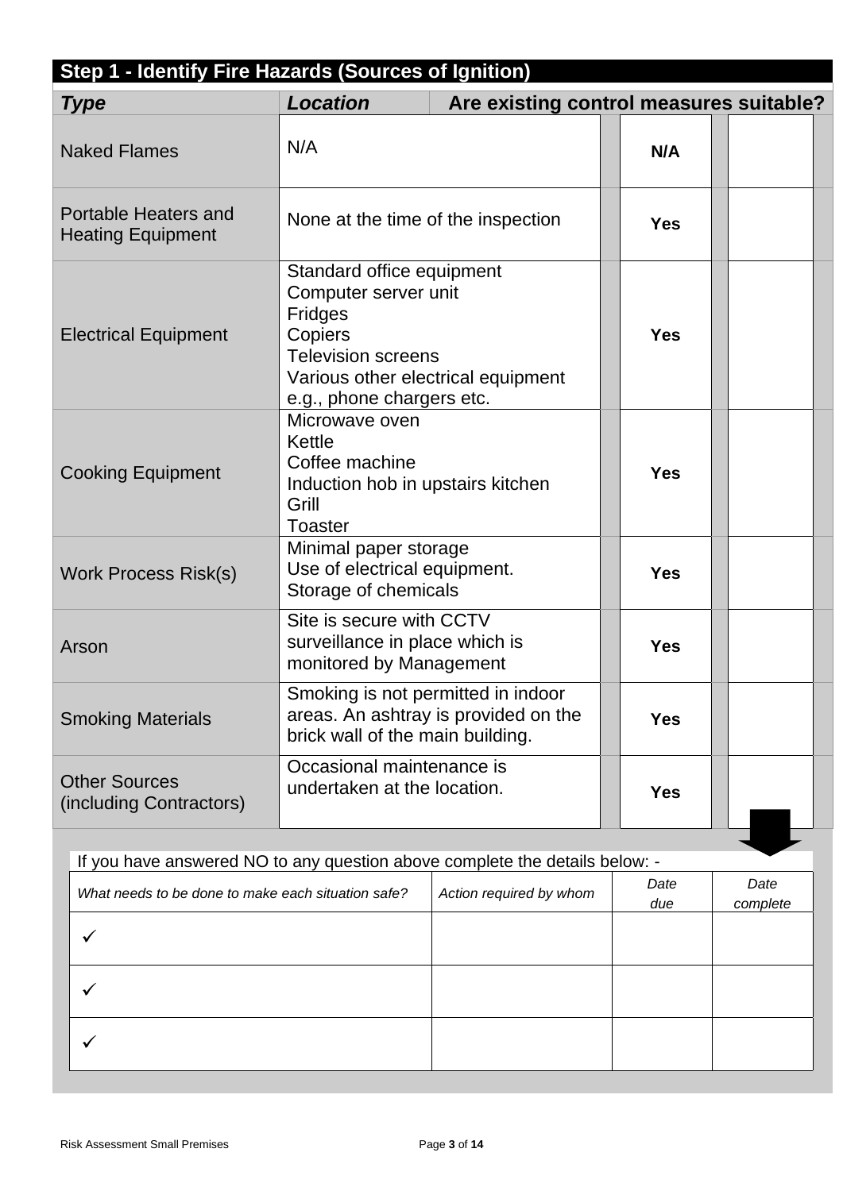## Step 1 - Identify Fire Hazards (Sources of Ignition)

| *Type* | *Location* | Are existing control measures suitable? | |
|---|---|---|---|
| Naked Flames | N/A | **N/A** | |
| Portable Heaters and Heating Equipment | None at the time of the inspection | **Yes** | |
| Electrical Equipment | Standard office equipment<br>Computer server unit<br>Fridges<br>Copiers<br>Television screens<br>Various other electrical equipment e.g., phone chargers etc. | **Yes** | |
| Cooking Equipment | Microwave oven<br>Kettle<br>Coffee machine<br>Induction hob in upstairs kitchen<br>Grill<br>Toaster | **Yes** | |
| Work Process Risk(s) | Minimal paper storage<br>Use of electrical equipment.<br>Storage of chemicals | **Yes** | |
| Arson | Site is secure with CCTV surveillance in place which is monitored by Management | **Yes** | |
| Smoking Materials | Smoking is not permitted in indoor areas. An ashtray is provided on the brick wall of the main building. | **Yes** | |
| Other Sources (including Contractors) | Occasional maintenance is undertaken at the location. | **Yes** | |

If you have answered NO to any question above complete the details below: -

| *What needs to be done to make each situation safe?* | *Action required by whom* | *Date due* | *Date complete* |
|---|---|---|---|
| ✓ | | | |
| ✓ | | | |
| ✓ | | | |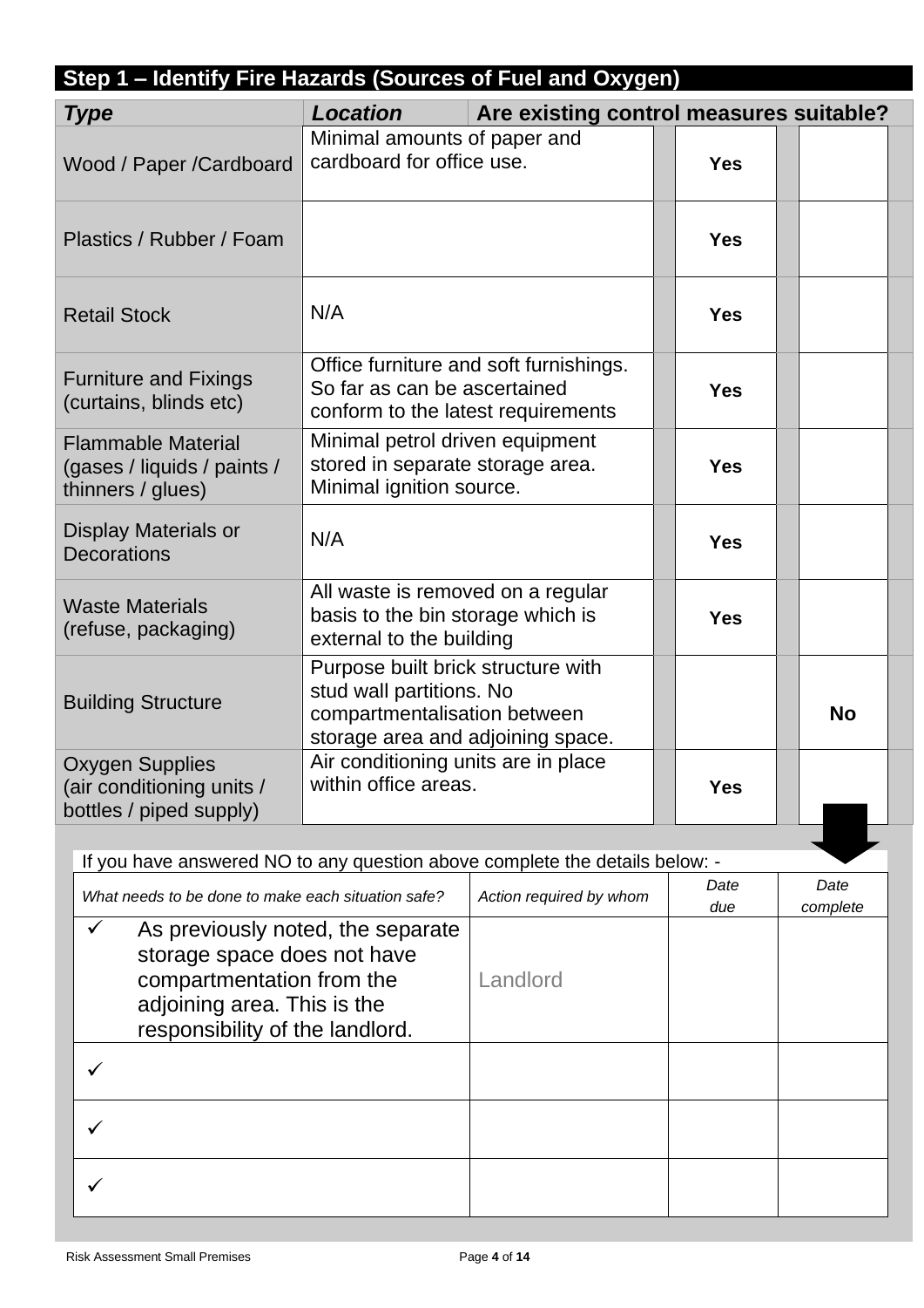## Step 1 – Identify Fire Hazards (Sources of Fuel and Oxygen)

| ***Type*** | ***Location*** | **Are existing control measures suitable?** | |
|---|---|---|---|
| Wood / Paper /Cardboard | Minimal amounts of paper and cardboard for office use. | **Yes** | |
| Plastics / Rubber / Foam | | **Yes** | |
| Retail Stock | N/A | **Yes** | |
| Furniture and Fixings (curtains, blinds etc) | Office furniture and soft furnishings. So far as can be ascertained conform to the latest requirements | **Yes** | |
| Flammable Material (gases / liquids / paints / thinners / glues) | Minimal petrol driven equipment stored in separate storage area. Minimal ignition source. | **Yes** | |
| Display Materials or Decorations | N/A | **Yes** | |
| Waste Materials (refuse, packaging) | All waste is removed on a regular basis to the bin storage which is external to the building | **Yes** | |
| Building Structure | Purpose built brick structure with stud wall partitions. No compartmentalisation between storage area and adjoining space. | | **No** |
| Oxygen Supplies (air conditioning units / bottles / piped supply) | Air conditioning units are in place within office areas. | **Yes** | |

If you have answered NO to any question above complete the details below: -

| *What needs to be done to make each situation safe?* | *Action required by whom* | *Date due* | *Date complete* |
|---|---|---|---|
| ✓ As previously noted, the separate storage space does not have compartmentation from the adjoining area. This is the responsibility of the landlord. | Landlord | | |
| ✓ | | | |
| ✓ | | | |
| ✓ | | | |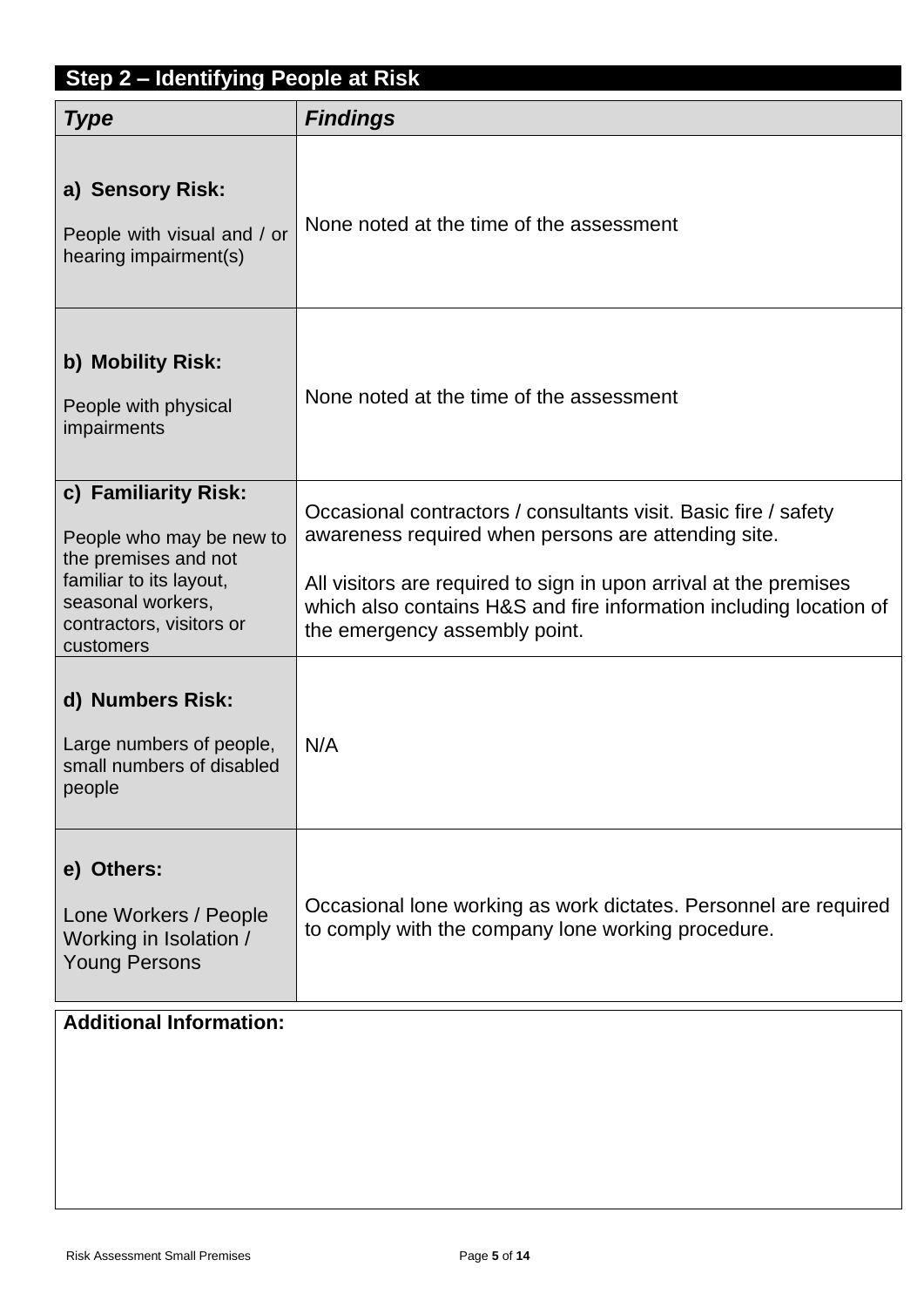## Step 2 – Identifying People at Risk

| ***Type*** | ***Findings*** |
|---|---|
| **a) Sensory Risk:**<br><br>People with visual and / or hearing impairment(s) | None noted at the time of the assessment |
| **b) Mobility Risk:**<br><br>People with physical impairments | None noted at the time of the assessment |
| **c) Familiarity Risk:**<br><br>People who may be new to the premises and not familiar to its layout, seasonal workers, contractors, visitors or customers | Occasional contractors / consultants visit. Basic fire / safety awareness required when persons are attending site.<br><br>All visitors are required to sign in upon arrival at the premises which also contains H&S and fire information including location of the emergency assembly point. |
| **d) Numbers Risk:**<br><br>Large numbers of people, small numbers of disabled people | N/A |
| **e) Others:**<br><br>Lone Workers / People Working in Isolation / Young Persons | Occasional lone working as work dictates. Personnel are required to comply with the company lone working procedure. |

**Additional Information:**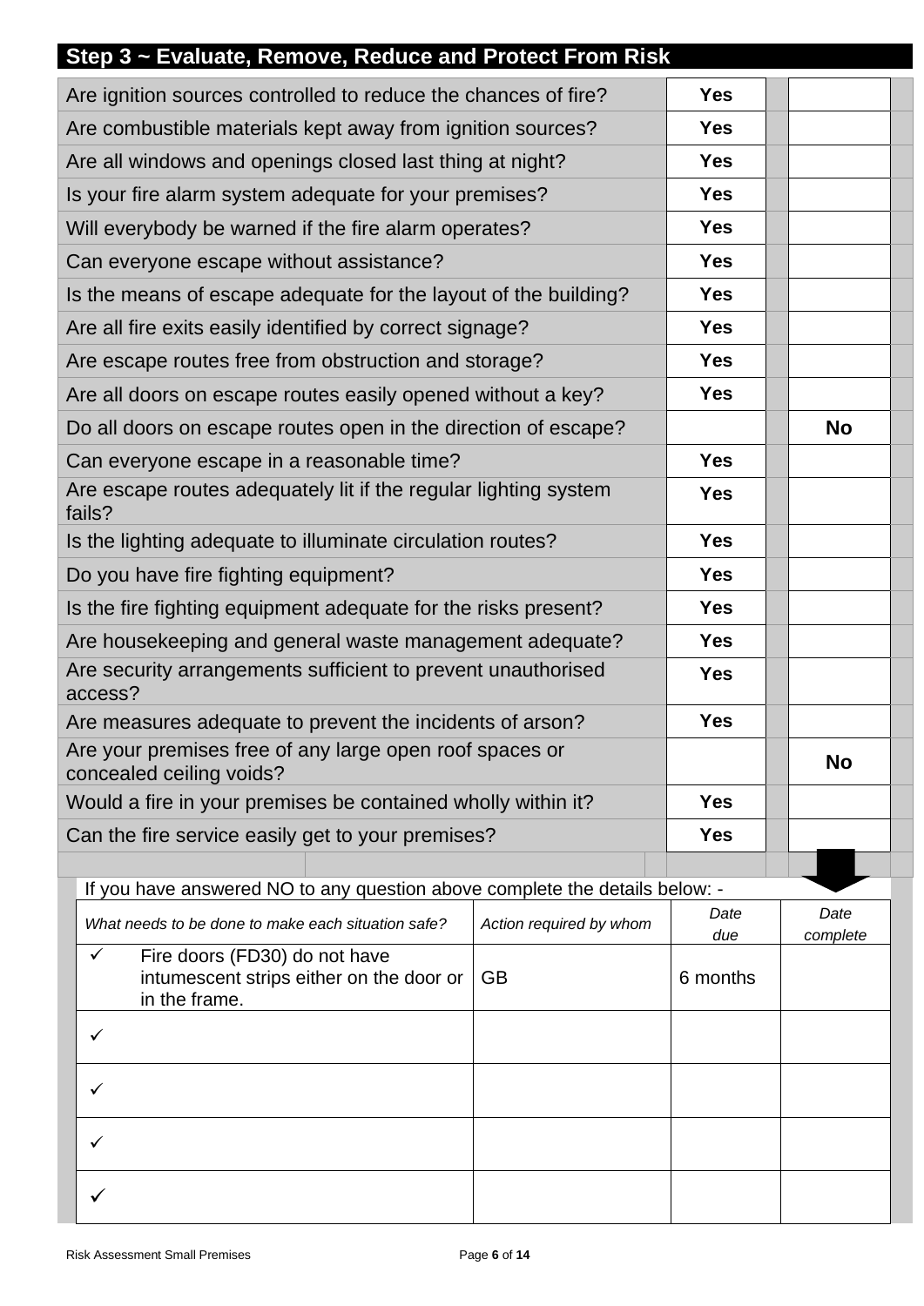## Step 3 ~ Evaluate, Remove, Reduce and Protect From Risk

| Question | Yes | No |
|---|---|---|
| Are ignition sources controlled to reduce the chances of fire? | **Yes** | |
| Are combustible materials kept away from ignition sources? | **Yes** | |
| Are all windows and openings closed last thing at night? | **Yes** | |
| Is your fire alarm system adequate for your premises? | **Yes** | |
| Will everybody be warned if the fire alarm operates? | **Yes** | |
| Can everyone escape without assistance? | **Yes** | |
| Is the means of escape adequate for the layout of the building? | **Yes** | |
| Are all fire exits easily identified by correct signage? | **Yes** | |
| Are escape routes free from obstruction and storage? | **Yes** | |
| Are all doors on escape routes easily opened without a key? | **Yes** | |
| Do all doors on escape routes open in the direction of escape? | | **No** |
| Can everyone escape in a reasonable time? | **Yes** | |
| Are escape routes adequately lit if the regular lighting system fails? | **Yes** | |
| Is the lighting adequate to illuminate circulation routes? | **Yes** | |
| Do you have fire fighting equipment? | **Yes** | |
| Is the fire fighting equipment adequate for the risks present? | **Yes** | |
| Are housekeeping and general waste management adequate? | **Yes** | |
| Are security arrangements sufficient to prevent unauthorised access? | **Yes** | |
| Are measures adequate to prevent the incidents of arson? | **Yes** | |
| Are your premises free of any large open roof spaces or concealed ceiling voids? | | **No** |
| Would a fire in your premises be contained wholly within it? | **Yes** | |
| Can the fire service easily get to your premises? | **Yes** | |

If you have answered NO to any question above complete the details below: -

| *What needs to be done to make each situation safe?* | *Action required by whom* | *Date due* | *Date complete* |
|---|---|---|---|
| ✓ Fire doors (FD30) do not have intumescent strips either on the door or in the frame. | GB | 6 months | |
| ✓ | | | |
| ✓ | | | |
| ✓ | | | |
| ✓ | | | |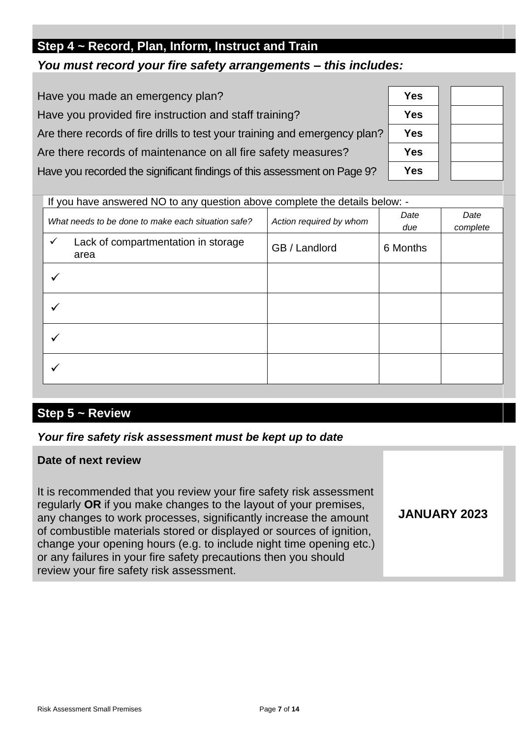## Step 4 ~ Record, Plan, Inform, Instruct and Train

***You must record your fire safety arrangements – this includes:***

| | | |
|---|---|---|
| Have you made an emergency plan? | **Yes** | |
| Have you provided fire instruction and staff training? | **Yes** | |
| Are there records of fire drills to test your training and emergency plan? | **Yes** | |
| Are there records of maintenance on all fire safety measures? | **Yes** | |
| Have you recorded the significant findings of this assessment on Page 9? | **Yes** | |

If you have answered NO to any question above complete the details below: -

| *What needs to be done to make each situation safe?* | *Action required by whom* | *Date due* | *Date complete* |
|---|---|---|---|
| ✓ Lack of compartmentation in storage area | GB / Landlord | 6 Months | |
| ✓ | | | |
| ✓ | | | |
| ✓ | | | |
| ✓ | | | |

## Step 5 ~ Review

***Your fire safety risk assessment must be kept up to date***

| | |
|---|---|
| **Date of next review**<br><br>It is recommended that you review your fire safety risk assessment regularly **OR** if you make changes to the layout of your premises, any changes to work processes, significantly increase the amount of combustible materials stored or displayed or sources of ignition, change your opening hours (e.g. to include night time opening etc.) or any failures in your fire safety precautions then you should review your fire safety risk assessment. | **JANUARY 2023** |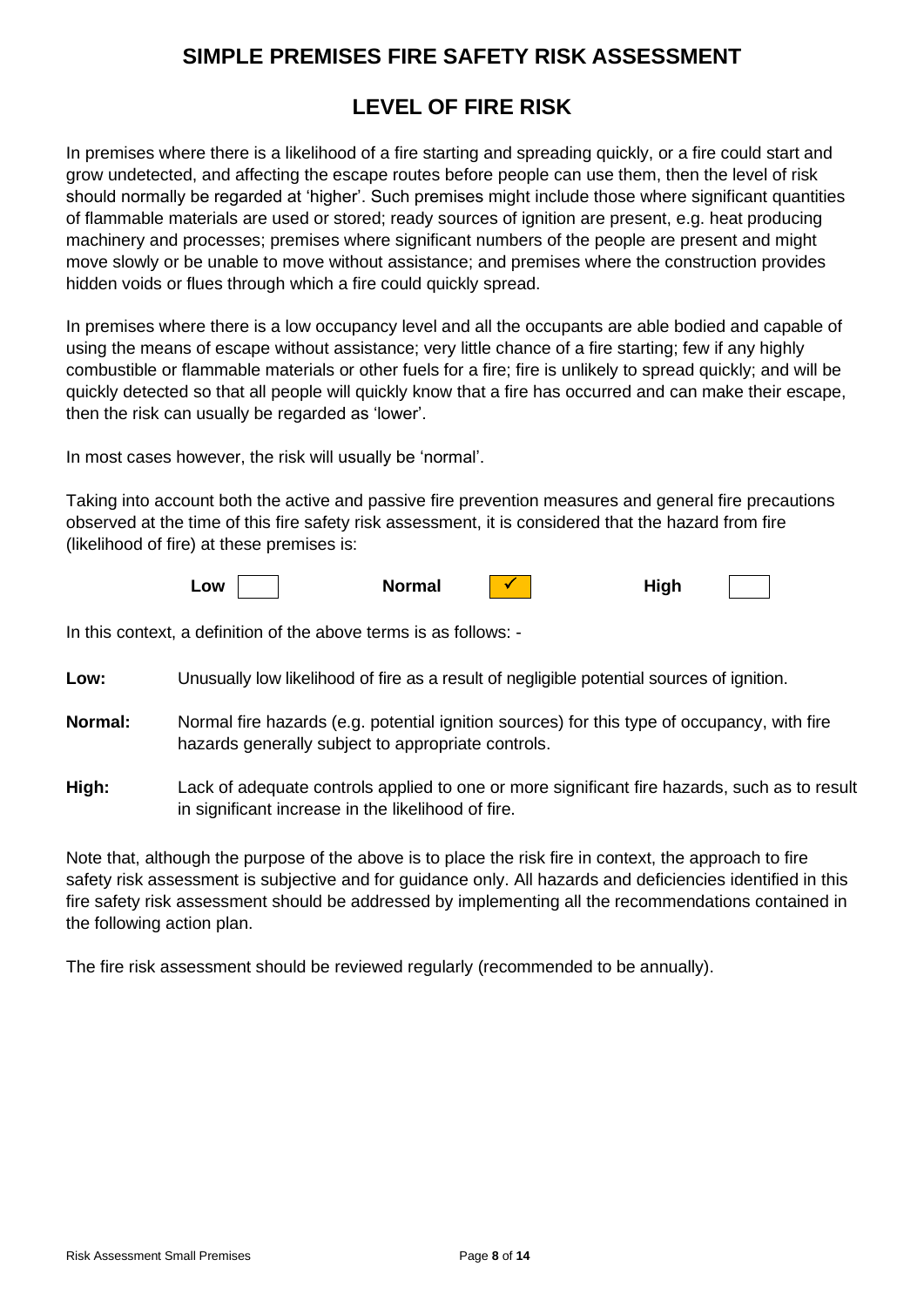# SIMPLE PREMISES FIRE SAFETY RISK ASSESSMENT

## LEVEL OF FIRE RISK

In premises where there is a likelihood of a fire starting and spreading quickly, or a fire could start and grow undetected, and affecting the escape routes before people can use them, then the level of risk should normally be regarded at 'higher'. Such premises might include those where significant quantities of flammable materials are used or stored; ready sources of ignition are present, e.g. heat producing machinery and processes; premises where significant numbers of the people are present and might move slowly or be unable to move without assistance; and premises where the construction provides hidden voids or flues through which a fire could quickly spread.

In premises where there is a low occupancy level and all the occupants are able bodied and capable of using the means of escape without assistance; very little chance of a fire starting; few if any highly combustible or flammable materials or other fuels for a fire; fire is unlikely to spread quickly; and will be quickly detected so that all people will quickly know that a fire has occurred and can make their escape, then the risk can usually be regarded as 'lower'.

In most cases however, the risk will usually be 'normal'.

Taking into account both the active and passive fire prevention measures and general fire precautions observed at the time of this fire safety risk assessment, it is considered that the hazard from fire (likelihood of fire) at these premises is:

| **Low** | | **Normal** | ✓ | **High** | |
|---|---|---|---|---|---|

In this context, a definition of the above terms is as follows: -

**Low:** Unusually low likelihood of fire as a result of negligible potential sources of ignition.

**Normal:** Normal fire hazards (e.g. potential ignition sources) for this type of occupancy, with fire hazards generally subject to appropriate controls.

**High:** Lack of adequate controls applied to one or more significant fire hazards, such as to result in significant increase in the likelihood of fire.

Note that, although the purpose of the above is to place the risk fire in context, the approach to fire safety risk assessment is subjective and for guidance only. All hazards and deficiencies identified in this fire safety risk assessment should be addressed by implementing all the recommendations contained in the following action plan.

The fire risk assessment should be reviewed regularly (recommended to be annually).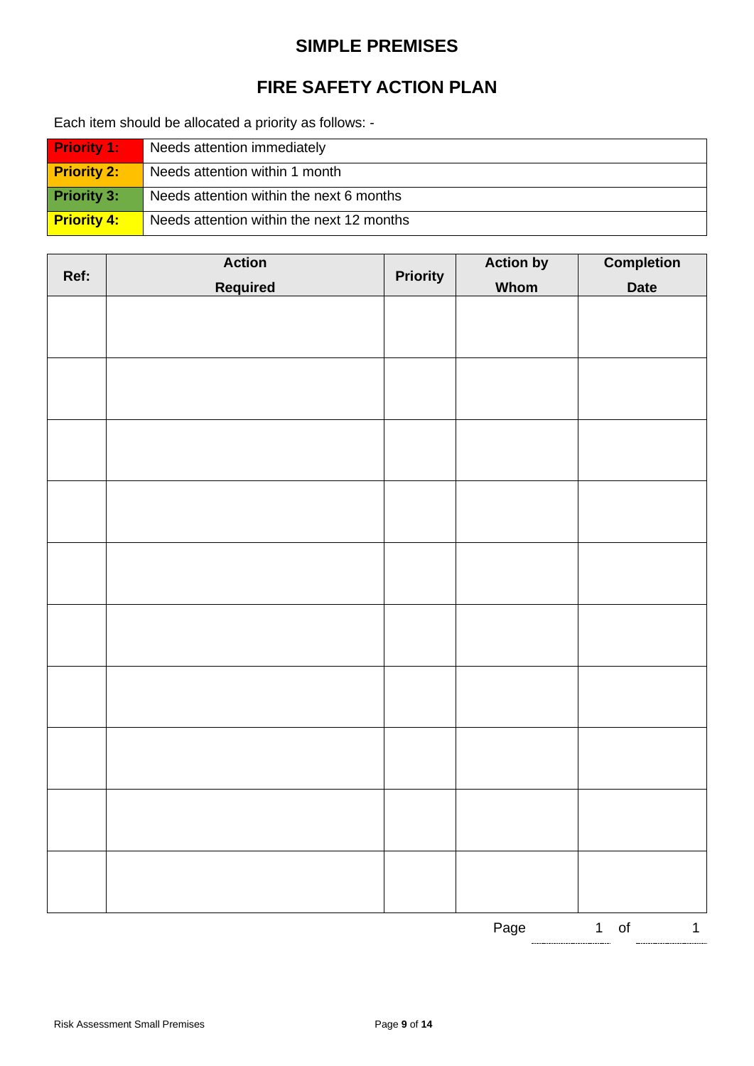# SIMPLE PREMISES

## FIRE SAFETY ACTION PLAN

Each item should be allocated a priority as follows: -

| | |
|---|---|
| **Priority 1:** | Needs attention immediately |
| **Priority 2:** | Needs attention within 1 month |
| **Priority 3:** | Needs attention within the next 6 months |
| **Priority 4:** | Needs attention within the next 12 months |

| Ref: | Action Required | Priority | Action by Whom | Completion Date |
|---|---|---|---|---|
| | | | | |
| | | | | |
| | | | | |
| | | | | |
| | | | | |
| | | | | |
| | | | | |
| | | | | |
| | | | | |
| | | | | |

Page 1 of 1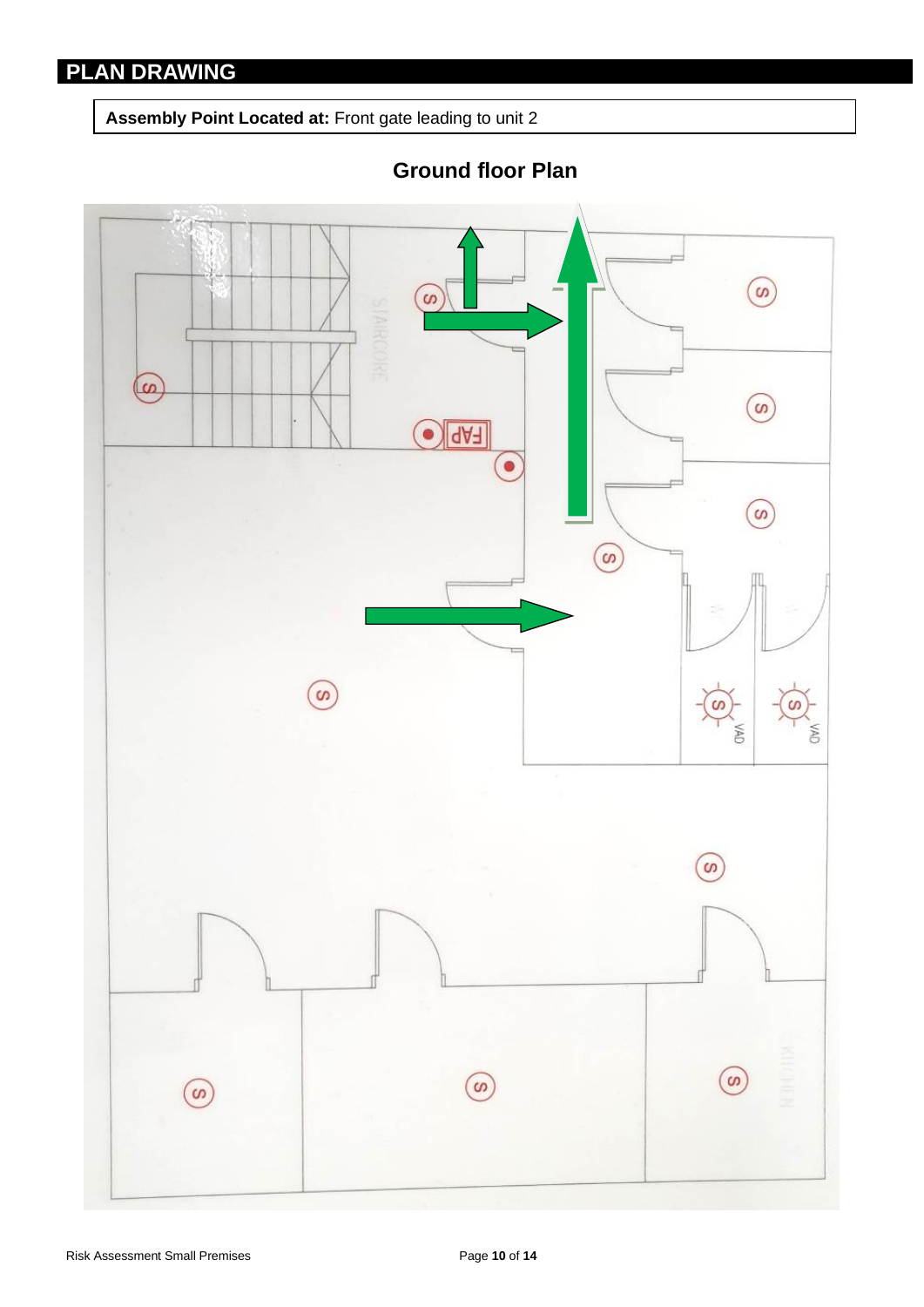# PLAN DRAWING

**Assembly Point Located at:** Front gate leading to unit 2

## Ground floor Plan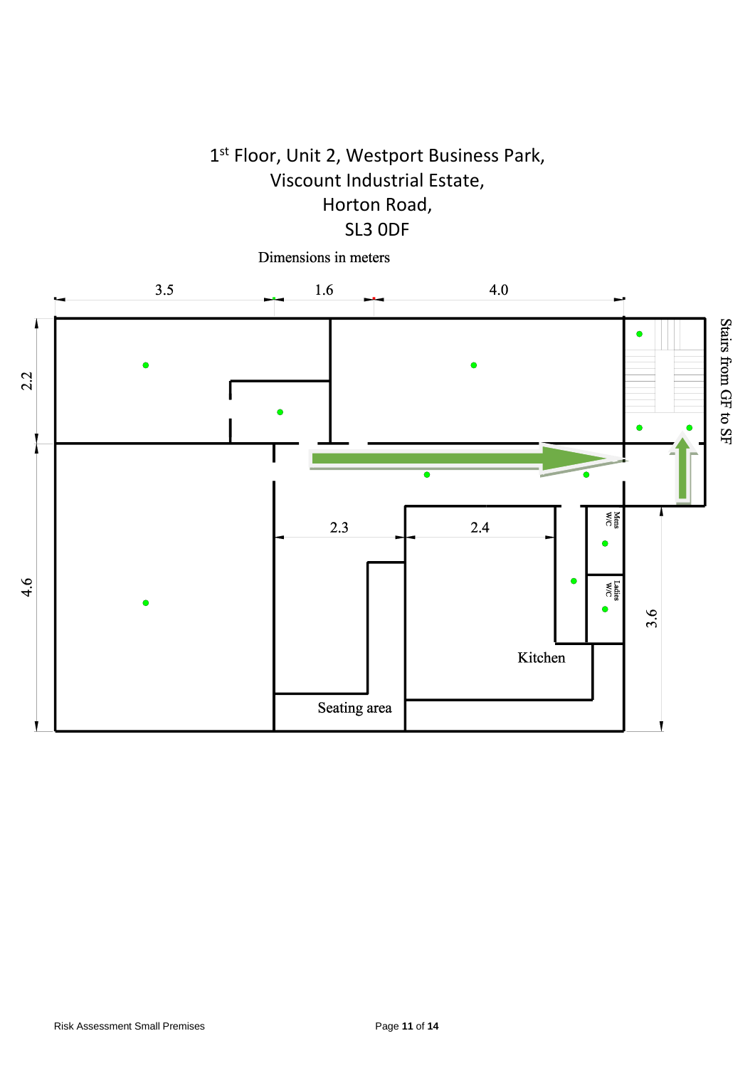1[st] Floor, Unit 2, Westport Business Park,
Viscount Industrial Estate,
Horton Road,
SL3 0DF

Dimensions in meters

3.5 1.6 4.0

2.2

4.6

2.3 2.4

Mens W/C

Ladies W/C

3.6

Kitchen

Seating area

Stairs from GF to SF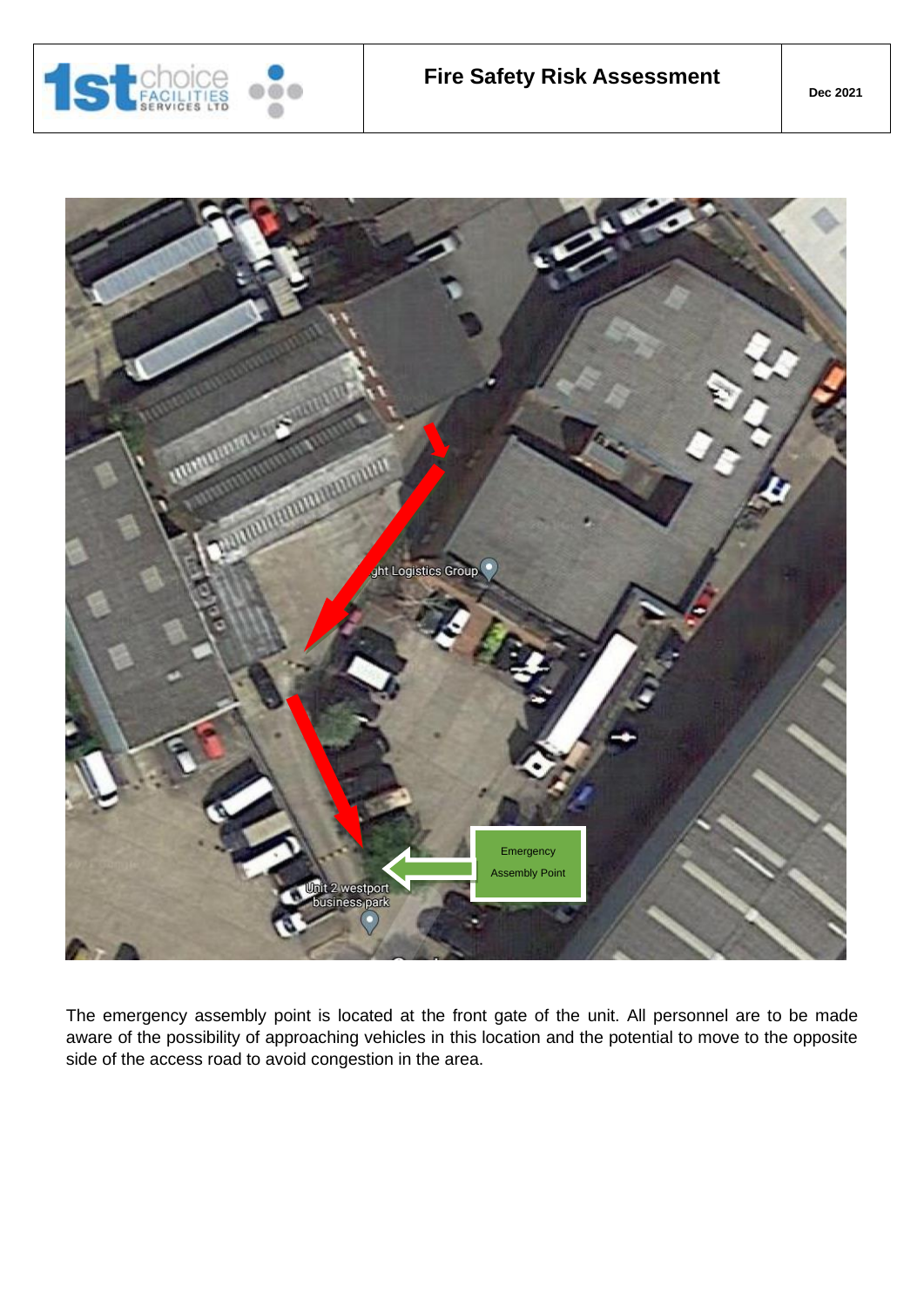The emergency assembly point is located at the front gate of the unit. All personnel are to be made aware of the possibility of approaching vehicles in this location and the potential to move to the opposite side of the access road to avoid congestion in the area.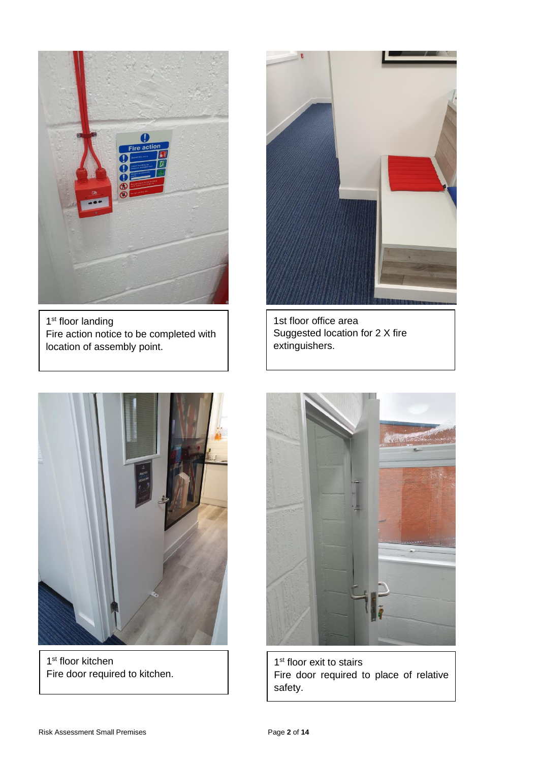1st floor landing
Fire action notice to be completed with location of assembly point.

1st floor office area
Suggested location for 2 X fire extinguishers.

1st floor kitchen
Fire door required to kitchen.

1st floor exit to stairs
Fire door required to place of relative safety.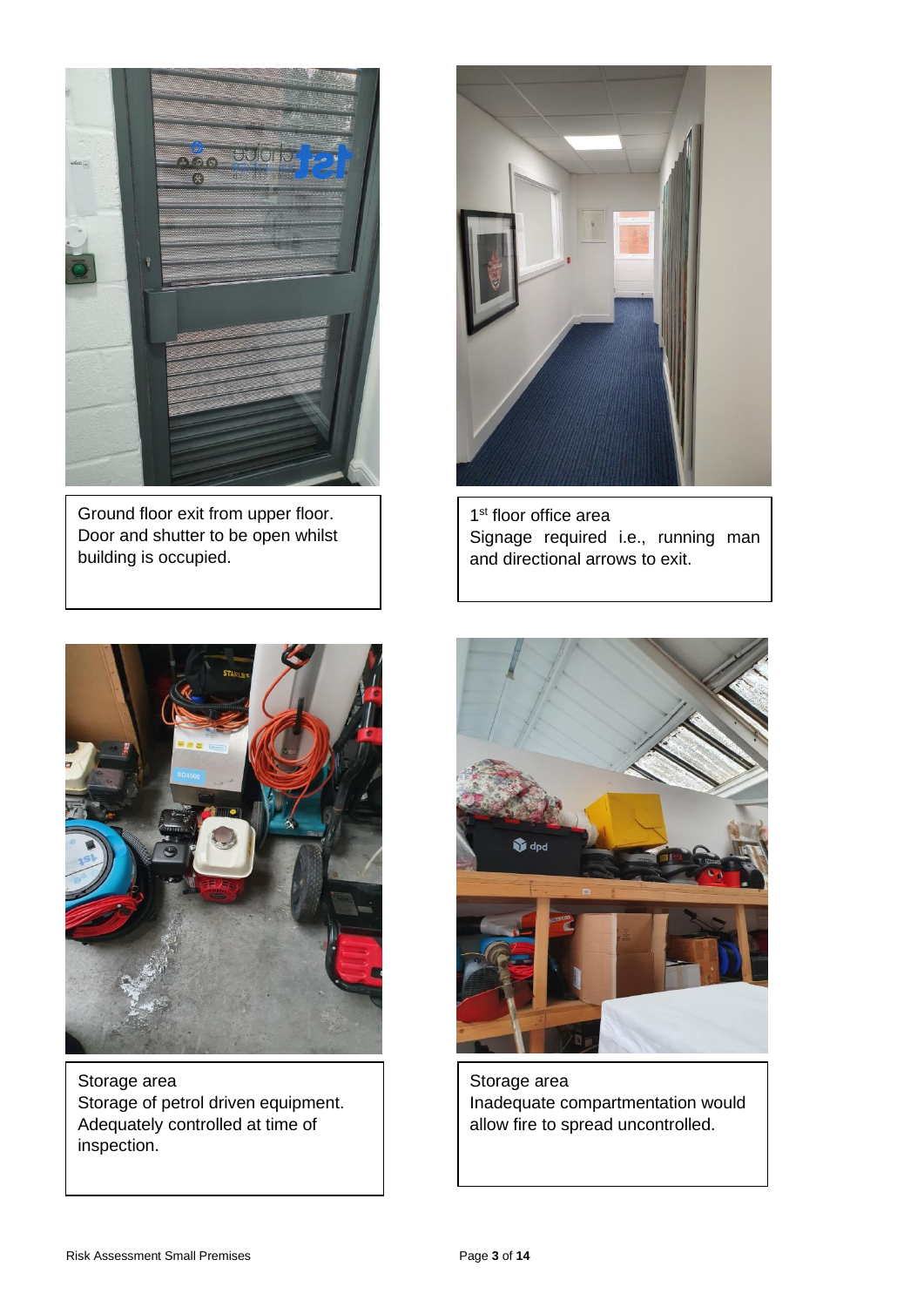Ground floor exit from upper floor.
Door and shutter to be open whilst building is occupied.

1st floor office area
Signage required i.e., running man and directional arrows to exit.

Storage area
Storage of petrol driven equipment. Adequately controlled at time of inspection.

Storage area
Inadequate compartmentation would allow fire to spread uncontrolled.